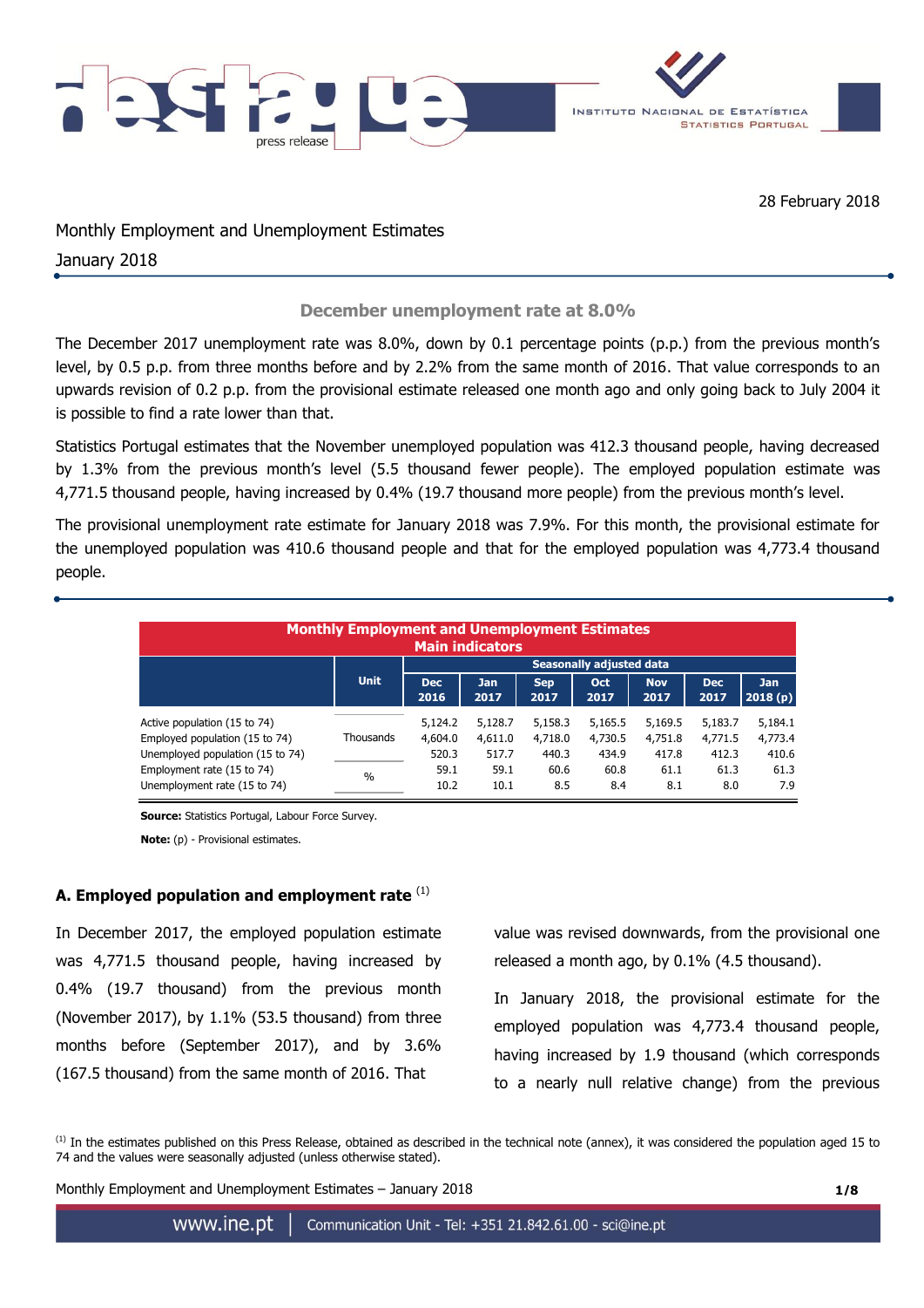28 February 2018

# Monthly Employment and Unemployment Estimates

January 2018

## December unemployment rate at 8.0%

The December 2017 unemployment rate was 8.0%, down by 0.1 percentage points (p.p.) from the previous month's level, by 0.5 p.p. from three months before and by 2.2% from the same month of 2016. That value corresponds to an upwards revision of 0.2 p.p. from the provisional estimate released one month ago and only going back to July 2004 it is possible to find a rate lower than that.

Statistics Portugal estimates that the November unemployed population was 412.3 thousand people, having decreased by 1.3% from the previous month's level (5.5 thousand fewer people). The employed population estimate was 4,771.5 thousand people, having increased by 0.4% (19.7 thousand more people) from the previous month's level.

The provisional unemployment rate estimate for January 2018 was 7.9%. For this month, the provisional estimate for the unemployed population was 410.6 thousand people and that for the employed population was 4,773.4 thousand people.

**Monthly Employment and Unemployment Estimates**
**Main indicators**

| | Unit | Seasonally adjusted data | | | | | | |
|---|---|---|---|---|---|---|---|---|
| | | Dec 2016 | Jan 2017 | Sep 2017 | Oct 2017 | Nov 2017 | Dec 2017 | Jan 2018 (p) |
| Active population (15 to 74) | Thousands | 5,124.2 | 5,128.7 | 5,158.3 | 5,165.5 | 5,169.5 | 5,183.7 | 5,184.1 |
| Employed population (15 to 74) | Thousands | 4,604.0 | 4,611.0 | 4,718.0 | 4,730.5 | 4,751.8 | 4,771.5 | 4,773.4 |
| Unemployed population (15 to 74) | Thousands | 520.3 | 517.7 | 440.3 | 434.9 | 417.8 | 412.3 | 410.6 |
| Employment rate (15 to 74) | % | 59.1 | 59.1 | 60.6 | 60.8 | 61.1 | 61.3 | 61.3 |
| Unemployment rate (15 to 74) | % | 10.2 | 10.1 | 8.5 | 8.4 | 8.1 | 8.0 | 7.9 |

**Source:** Statistics Portugal, Labour Force Survey.

**Note:** (p) - Provisional estimates.

### A. Employed population and employment rate [1]

In December 2017, the employed population estimate was 4,771.5 thousand people, having increased by 0.4% (19.7 thousand) from the previous month (November 2017), by 1.1% (53.5 thousand) from three months before (September 2017), and by 3.6% (167.5 thousand) from the same month of 2016. That value was revised downwards, from the provisional one released a month ago, by 0.1% (4.5 thousand).

In January 2018, the provisional estimate for the employed population was 4,773.4 thousand people, having increased by 1.9 thousand (which corresponds to a nearly null relative change) from the previous

[1] In the estimates published on this Press Release, obtained as described in the technical note (annex), it was considered the population aged 15 to 74 and the values were seasonally adjusted (unless otherwise stated).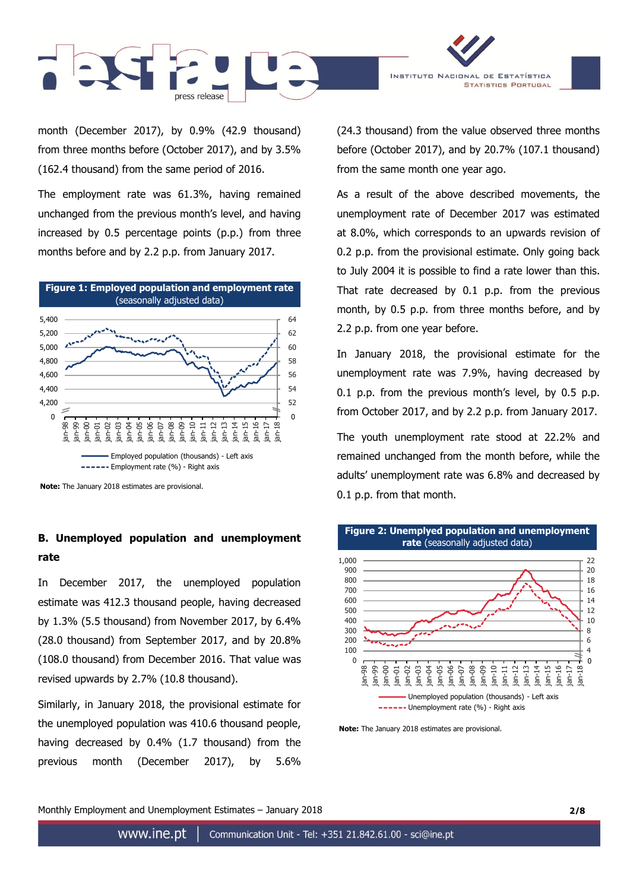month (December 2017), by 0.9% (42.9 thousand) from three months before (October 2017), and by 3.5% (162.4 thousand) from the same period of 2016.

The employment rate was 61.3%, having remained unchanged from the previous month's level, and having increased by 0.5 percentage points (p.p.) from three months before and by 2.2 p.p. from January 2017.

**Figure 1: Employed population and employment rate** (seasonally adjusted data)

5,400
5,200
5,000
4,800
4,600
4,400
4,200
0

64
62
60
58
56
54
52
0

jan-98 jan-99 jan-00 jan-01 jan-02 jan-03 jan-04 jan-05 jan-06 jan-07 jan-08 jan-09 jan-10 jan-11 jan-12 jan-13 jan-14 jan-15 jan-16 jan-17 jan-18

Employed population (thousands) - Left axis
Employment rate (%) - Right axis

**Note:** The January 2018 estimates are provisional.

### B. Unemployed population and unemployment rate

In December 2017, the unemployed population estimate was 412.3 thousand people, having decreased by 1.3% (5.5 thousand) from November 2017, by 6.4% (28.0 thousand) from September 2017, and by 20.8% (108.0 thousand) from December 2016. That value was revised upwards by 2.7% (10.8 thousand).

Similarly, in January 2018, the provisional estimate for the unemployed population was 410.6 thousand people, having decreased by 0.4% (1.7 thousand) from the previous month (December 2017), by 5.6% (24.3 thousand) from the value observed three months before (October 2017), and by 20.7% (107.1 thousand) from the same month one year ago.

As a result of the above described movements, the unemployment rate of December 2017 was estimated at 8.0%, which corresponds to an upwards revision of 0.2 p.p. from the provisional estimate. Only going back to July 2004 it is possible to find a rate lower than this. That rate decreased by 0.1 p.p. from the previous month, by 0.5 p.p. from three months before, and by 2.2 p.p. from one year before.

In January 2018, the provisional estimate for the unemployment rate was 7.9%, having decreased by 0.1 p.p. from the previous month's level, by 0.5 p.p. from October 2017, and by 2.2 p.p. from January 2017.

The youth unemployment rate stood at 22.2% and remained unchanged from the month before, while the adults' unemployment rate was 6.8% and decreased by 0.1 p.p. from that month.

**Figure 2: Unemplyed population and unemployment rate** (seasonally adjusted data)

1,000
900
800
700
600
500
400
300
200
100
0

22
20
18
16
14
12
10
8
6
4
0

jan-98 jan-99 jan-00 jan-01 jan-02 jan-03 jan-04 jan-05 jan-06 jan-07 jan-08 jan-09 jan-10 jan-11 jan-12 jan-13 jan-14 jan-15 jan-16 jan-17 jan-18

Unemployed population (thousands) - Left axis
Unemployment rate (%) - Right axis

**Note:** The January 2018 estimates are provisional.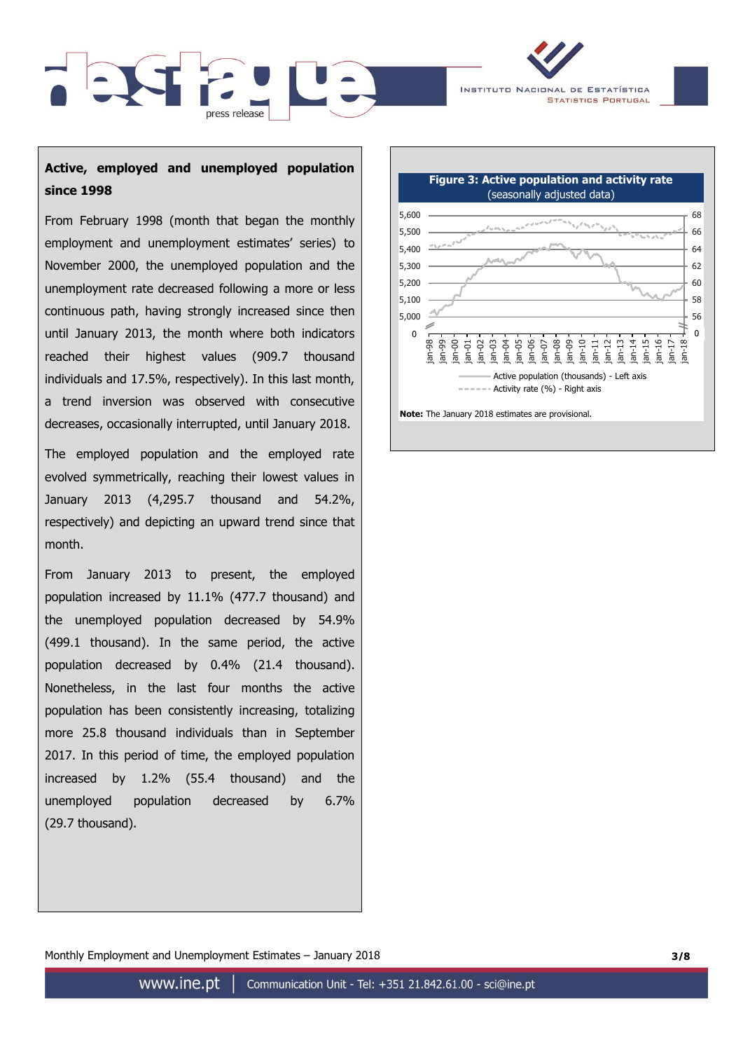## Active, employed and unemployed population since 1998

From February 1998 (month that began the monthly employment and unemployment estimates' series) to November 2000, the unemployed population and the unemployment rate decreased following a more or less continuous path, having strongly increased since then until January 2013, the month where both indicators reached their highest values (909.7 thousand individuals and 17.5%, respectively). In this last month, a trend inversion was observed with consecutive decreases, occasionally interrupted, until January 2018.

The employed population and the employed rate evolved symmetrically, reaching their lowest values in January 2013 (4,295.7 thousand and 54.2%, respectively) and depicting an upward trend since that month.

From January 2013 to present, the employed population increased by 11.1% (477.7 thousand) and the unemployed population decreased by 54.9% (499.1 thousand). In the same period, the active population decreased by 0.4% (21.4 thousand). Nonetheless, in the last four months the active population has been consistently increasing, totalizing more 25.8 thousand individuals than in September 2017. In this period of time, the employed population increased by 1.2% (55.4 thousand) and the unemployed population decreased by 6.7% (29.7 thousand).

**Figure 3: Active population and activity rate**
(seasonally adjusted data)

5,600
5,500
5,400
5,300
5,200
5,100
5,000
0

68
66
64
62
60
58
56
0

jan-98 jan-99 jan-00 jan-01 jan-02 jan-03 jan-04 jan-05 jan-06 jan-07 jan-08 jan-09 jan-10 jan-11 jan-12 jan-13 jan-14 jan-15 jan-16 jan-17 jan-18

Active population (thousands) - Left axis
Activity rate (%) - Right axis

**Note:** The January 2018 estimates are provisional.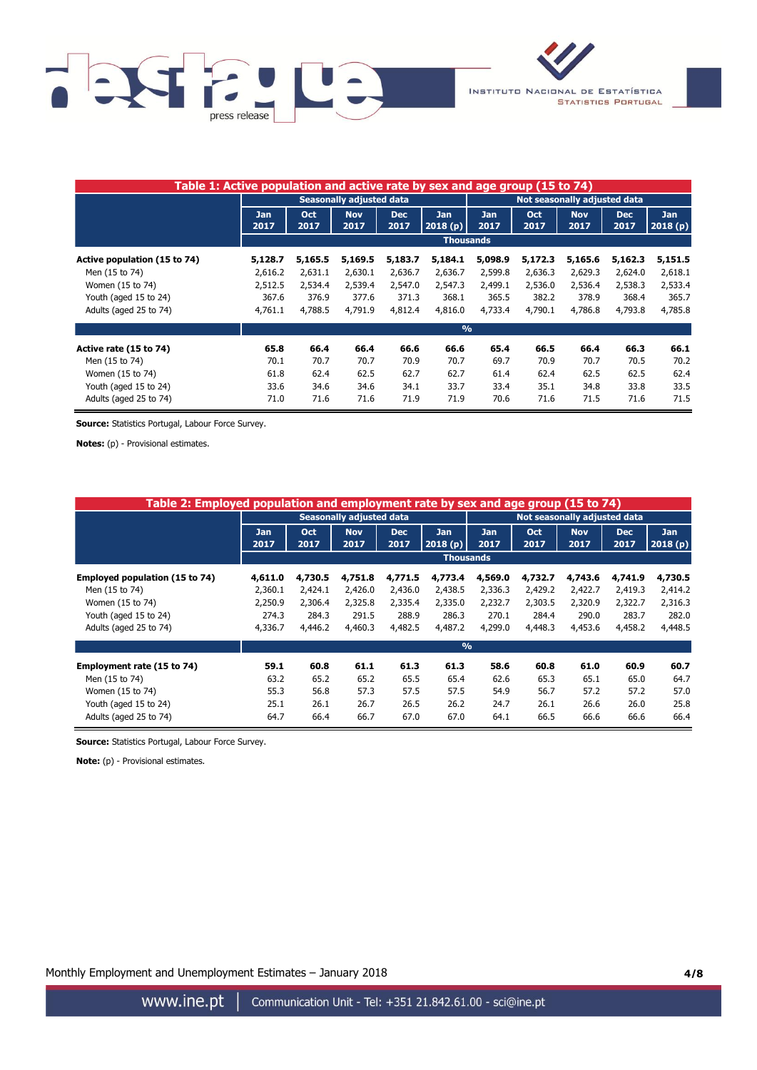**Table 1: Active population and active rate by sex and age group (15 to 74)**

| | Seasonally adjusted data | | | | | Not seasonally adjusted data | | | | |
|---|---|---|---|---|---|---|---|---|---|---|
| | Jan 2017 | Oct 2017 | Nov 2017 | Dec 2017 | Jan 2018 (p) | Jan 2017 | Oct 2017 | Nov 2017 | Dec 2017 | Jan 2018 (p) |
| | Thousands | | | | | | | | | |
| **Active population (15 to 74)** | **5,128.7** | **5,165.5** | **5,169.5** | **5,183.7** | **5,184.1** | **5,098.9** | **5,172.3** | **5,165.6** | **5,162.3** | **5,151.5** |
| Men (15 to 74) | 2,616.2 | 2,631.1 | 2,630.1 | 2,636.7 | 2,636.7 | 2,599.8 | 2,636.3 | 2,629.3 | 2,624.0 | 2,618.1 |
| Women (15 to 74) | 2,512.5 | 2,534.4 | 2,539.4 | 2,547.0 | 2,547.3 | 2,499.1 | 2,536.0 | 2,536.4 | 2,538.3 | 2,533.4 |
| Youth (aged 15 to 24) | 367.6 | 376.9 | 377.6 | 371.3 | 368.1 | 365.5 | 382.2 | 378.9 | 368.4 | 365.7 |
| Adults (aged 25 to 74) | 4,761.1 | 4,788.5 | 4,791.9 | 4,812.4 | 4,816.0 | 4,733.4 | 4,790.1 | 4,786.8 | 4,793.8 | 4,785.8 |
| | % | | | | | | | | | |
| **Active rate (15 to 74)** | **65.8** | **66.4** | **66.4** | **66.6** | **66.6** | **65.4** | **66.5** | **66.4** | **66.3** | **66.1** |
| Men (15 to 74) | 70.1 | 70.7 | 70.7 | 70.9 | 70.7 | 69.7 | 70.9 | 70.7 | 70.5 | 70.2 |
| Women (15 to 74) | 61.8 | 62.4 | 62.5 | 62.7 | 62.7 | 61.4 | 62.4 | 62.5 | 62.5 | 62.4 |
| Youth (aged 15 to 24) | 33.6 | 34.6 | 34.6 | 34.1 | 33.7 | 33.4 | 35.1 | 34.8 | 33.8 | 33.5 |
| Adults (aged 25 to 74) | 71.0 | 71.6 | 71.6 | 71.9 | 71.9 | 70.6 | 71.6 | 71.5 | 71.6 | 71.5 |

**Source:** Statistics Portugal, Labour Force Survey.

**Notes:** (p) - Provisional estimates.

**Table 2: Employed population and employment rate by sex and age group (15 to 74)**

| | Seasonally adjusted data | | | | | Not seasonally adjusted data | | | | |
|---|---|---|---|---|---|---|---|---|---|---|
| | Jan 2017 | Oct 2017 | Nov 2017 | Dec 2017 | Jan 2018 (p) | Jan 2017 | Oct 2017 | Nov 2017 | Dec 2017 | Jan 2018 (p) |
| | Thousands | | | | | | | | | |
| **Employed population (15 to 74)** | **4,611.0** | **4,730.5** | **4,751.8** | **4,771.5** | **4,773.4** | **4,569.0** | **4,732.7** | **4,743.6** | **4,741.9** | **4,730.5** |
| Men (15 to 74) | 2,360.1 | 2,424.1 | 2,426.0 | 2,436.0 | 2,438.5 | 2,336.3 | 2,429.2 | 2,422.7 | 2,419.3 | 2,414.2 |
| Women (15 to 74) | 2,250.9 | 2,306.4 | 2,325.8 | 2,335.4 | 2,335.0 | 2,232.7 | 2,303.5 | 2,320.9 | 2,322.7 | 2,316.3 |
| Youth (aged 15 to 24) | 274.3 | 284.3 | 291.5 | 288.9 | 286.3 | 270.1 | 284.4 | 290.0 | 283.7 | 282.0 |
| Adults (aged 25 to 74) | 4,336.7 | 4,446.2 | 4,460.3 | 4,482.5 | 4,487.2 | 4,299.0 | 4,448.3 | 4,453.6 | 4,458.2 | 4,448.5 |
| | % | | | | | | | | | |
| **Employment rate (15 to 74)** | **59.1** | **60.8** | **61.1** | **61.3** | **61.3** | **58.6** | **60.8** | **61.0** | **60.9** | **60.7** |
| Men (15 to 74) | 63.2 | 65.2 | 65.2 | 65.5 | 65.4 | 62.6 | 65.3 | 65.1 | 65.0 | 64.7 |
| Women (15 to 74) | 55.3 | 56.8 | 57.3 | 57.5 | 57.5 | 54.9 | 56.7 | 57.2 | 57.2 | 57.0 |
| Youth (aged 15 to 24) | 25.1 | 26.1 | 26.7 | 26.5 | 26.2 | 24.7 | 26.1 | 26.6 | 26.0 | 25.8 |
| Adults (aged 25 to 74) | 64.7 | 66.4 | 66.7 | 67.0 | 67.0 | 64.1 | 66.5 | 66.6 | 66.6 | 66.4 |

**Source:** Statistics Portugal, Labour Force Survey.

**Note:** (p) - Provisional estimates.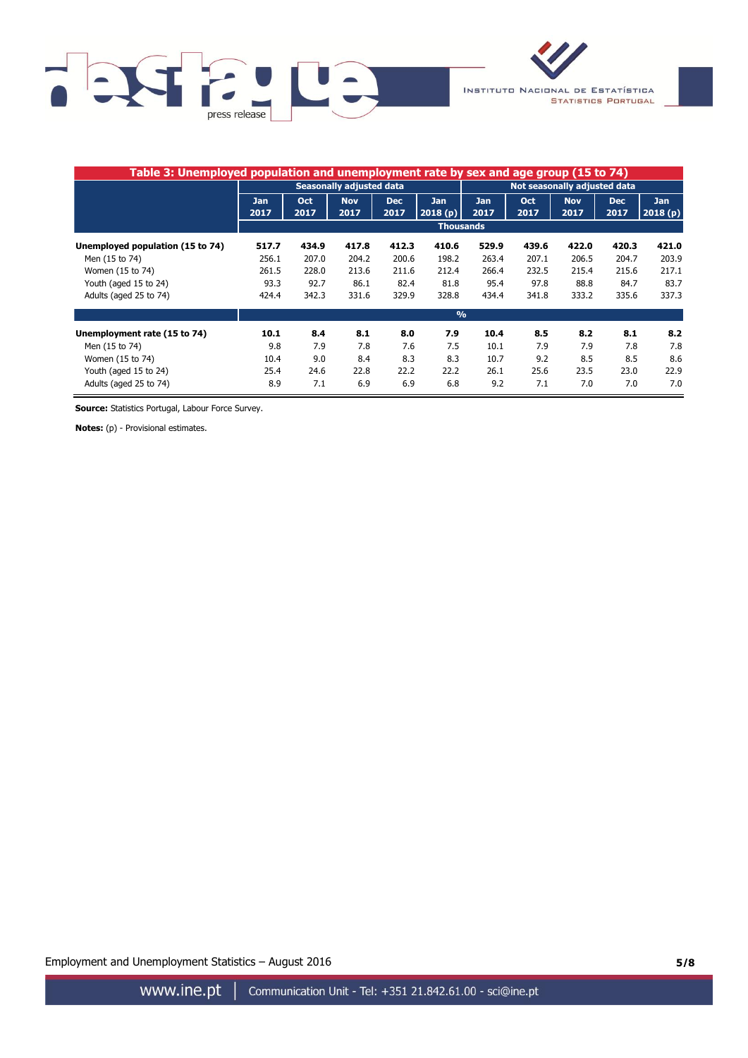**Table 3: Unemployed population and unemployment rate by sex and age group (15 to 74)**

| | Seasonally adjusted data | | | | | Not seasonally adjusted data | | | | |
|---|---|---|---|---|---|---|---|---|---|---|
| | Jan 2017 | Oct 2017 | Nov 2017 | Dec 2017 | Jan 2018 (p) | Jan 2017 | Oct 2017 | Nov 2017 | Dec 2017 | Jan 2018 (p) |
| | Thousands | | | | | | | | | |
| **Unemployed population (15 to 74)** | **517.7** | **434.9** | **417.8** | **412.3** | **410.6** | **529.9** | **439.6** | **422.0** | **420.3** | **421.0** |
| Men (15 to 74) | 256.1 | 207.0 | 204.2 | 200.6 | 198.2 | 263.4 | 207.1 | 206.5 | 204.7 | 203.9 |
| Women (15 to 74) | 261.5 | 228.0 | 213.6 | 211.6 | 212.4 | 266.4 | 232.5 | 215.4 | 215.6 | 217.1 |
| Youth (aged 15 to 24) | 93.3 | 92.7 | 86.1 | 82.4 | 81.8 | 95.4 | 97.8 | 88.8 | 84.7 | 83.7 |
| Adults (aged 25 to 74) | 424.4 | 342.3 | 331.6 | 329.9 | 328.8 | 434.4 | 341.8 | 333.2 | 335.6 | 337.3 |
| | % | | | | | | | | | |
| **Unemployment rate (15 to 74)** | **10.1** | **8.4** | **8.1** | **8.0** | **7.9** | **10.4** | **8.5** | **8.2** | **8.1** | **8.2** |
| Men (15 to 74) | 9.8 | 7.9 | 7.8 | 7.6 | 7.5 | 10.1 | 7.9 | 7.9 | 7.8 | 7.8 |
| Women (15 to 74) | 10.4 | 9.0 | 8.4 | 8.3 | 8.3 | 10.7 | 9.2 | 8.5 | 8.5 | 8.6 |
| Youth (aged 15 to 24) | 25.4 | 24.6 | 22.8 | 22.2 | 22.2 | 26.1 | 25.6 | 23.5 | 23.0 | 22.9 |
| Adults (aged 25 to 74) | 8.9 | 7.1 | 6.9 | 6.9 | 6.8 | 9.2 | 7.1 | 7.0 | 7.0 | 7.0 |

**Source:** Statistics Portugal, Labour Force Survey.

**Notes:** (p) - Provisional estimates.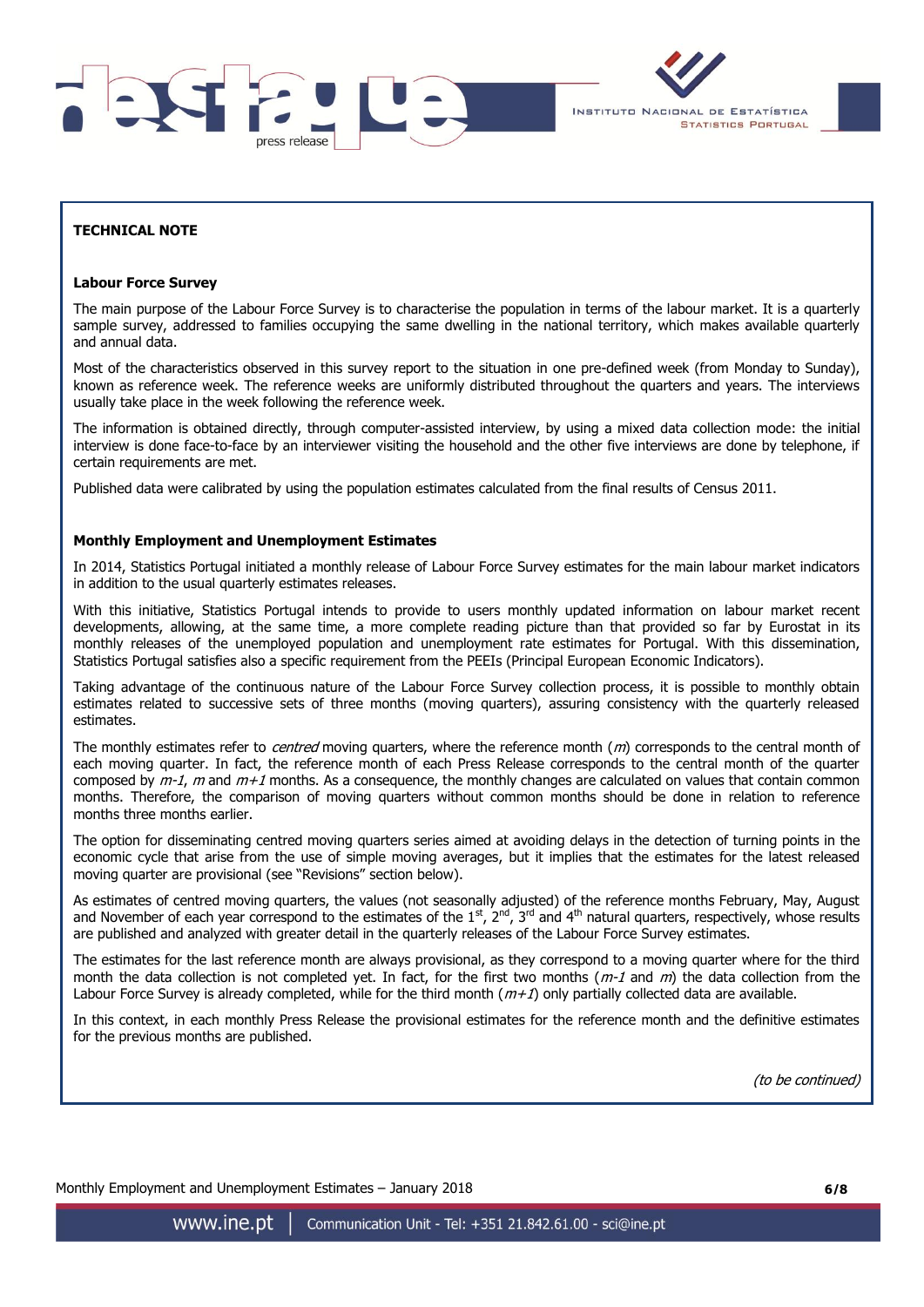## TECHNICAL NOTE

### Labour Force Survey

The main purpose of the Labour Force Survey is to characterise the population in terms of the labour market. It is a quarterly sample survey, addressed to families occupying the same dwelling in the national territory, which makes available quarterly and annual data.

Most of the characteristics observed in this survey report to the situation in one pre-defined week (from Monday to Sunday), known as reference week. The reference weeks are uniformly distributed throughout the quarters and years. The interviews usually take place in the week following the reference week.

The information is obtained directly, through computer-assisted interview, by using a mixed data collection mode: the initial interview is done face-to-face by an interviewer visiting the household and the other five interviews are done by telephone, if certain requirements are met.

Published data were calibrated by using the population estimates calculated from the final results of Census 2011.

### Monthly Employment and Unemployment Estimates

In 2014, Statistics Portugal initiated a monthly release of Labour Force Survey estimates for the main labour market indicators in addition to the usual quarterly estimates releases.

With this initiative, Statistics Portugal intends to provide to users monthly updated information on labour market recent developments, allowing, at the same time, a more complete reading picture than that provided so far by Eurostat in its monthly releases of the unemployed population and unemployment rate estimates for Portugal. With this dissemination, Statistics Portugal satisfies also a specific requirement from the PEEIs (Principal European Economic Indicators).

Taking advantage of the continuous nature of the Labour Force Survey collection process, it is possible to monthly obtain estimates related to successive sets of three months (moving quarters), assuring consistency with the quarterly released estimates.

The monthly estimates refer to *centred* moving quarters, where the reference month ($m$) corresponds to the central month of each moving quarter. In fact, the reference month of each Press Release corresponds to the central month of the quarter composed by $m-1$, $m$ and $m+1$ months. As a consequence, the monthly changes are calculated on values that contain common months. Therefore, the comparison of moving quarters without common months should be done in relation to reference months three months earlier.

The option for disseminating centred moving quarters series aimed at avoiding delays in the detection of turning points in the economic cycle that arise from the use of simple moving averages, but it implies that the estimates for the latest released moving quarter are provisional (see "Revisions" section below).

As estimates of centred moving quarters, the values (not seasonally adjusted) of the reference months February, May, August and November of each year correspond to the estimates of the 1st, 2nd, 3rd and 4th natural quarters, respectively, whose results are published and analyzed with greater detail in the quarterly releases of the Labour Force Survey estimates.

The estimates for the last reference month are always provisional, as they correspond to a moving quarter where for the third month the data collection is not completed yet. In fact, for the first two months ($m-1$ and $m$) the data collection from the Labour Force Survey is already completed, while for the third month ($m+1$) only partially collected data are available.

In this context, in each monthly Press Release the provisional estimates for the reference month and the definitive estimates for the previous months are published.

*(to be continued)*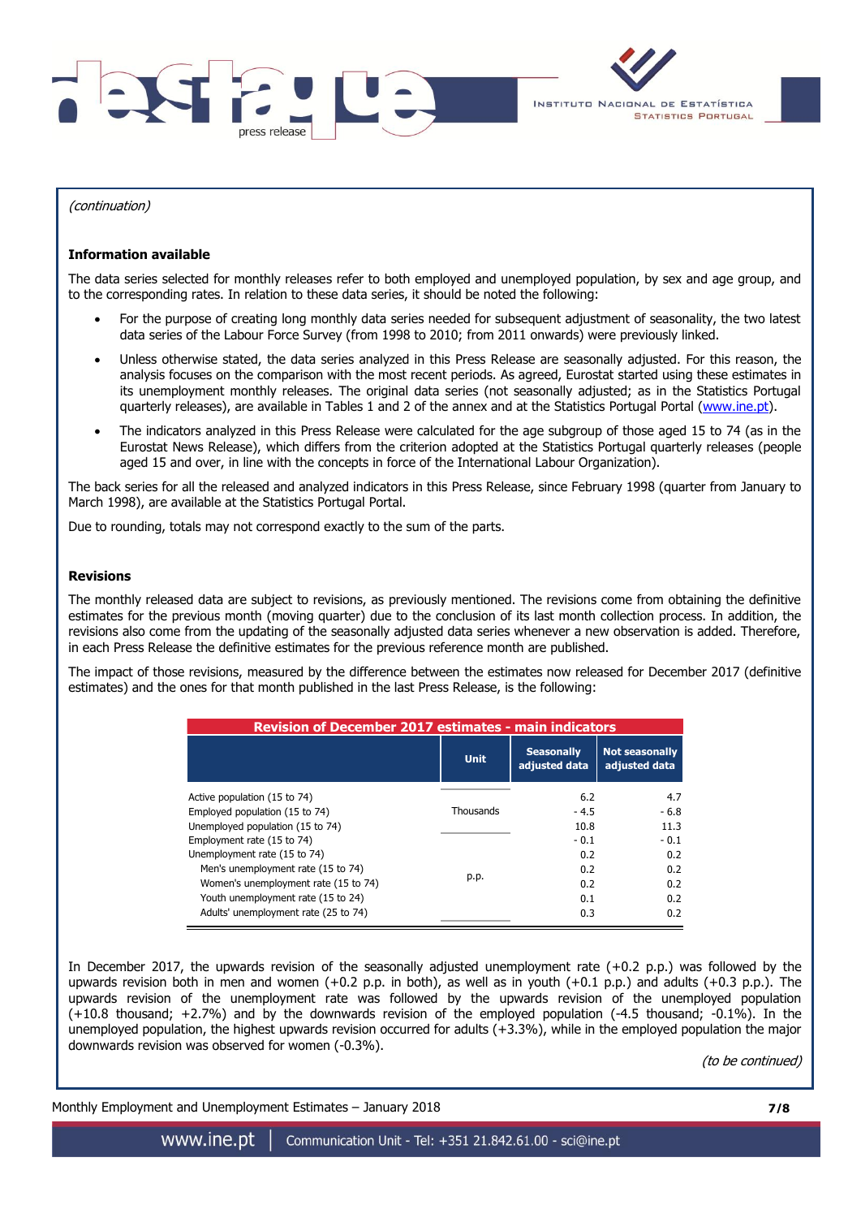*(continuation)*

### Information available

The data series selected for monthly releases refer to both employed and unemployed population, by sex and age group, and to the corresponding rates. In relation to these data series, it should be noted the following:

- For the purpose of creating long monthly data series needed for subsequent adjustment of seasonality, the two latest data series of the Labour Force Survey (from 1998 to 2010; from 2011 onwards) were previously linked.
- Unless otherwise stated, the data series analyzed in this Press Release are seasonally adjusted. For this reason, the analysis focuses on the comparison with the most recent periods. As agreed, Eurostat started using these estimates in its unemployment monthly releases. The original data series (not seasonally adjusted; as in the Statistics Portugal quarterly releases), are available in Tables 1 and 2 of the annex and at the Statistics Portugal Portal (www.ine.pt).
- The indicators analyzed in this Press Release were calculated for the age subgroup of those aged 15 to 74 (as in the Eurostat News Release), which differs from the criterion adopted at the Statistics Portugal quarterly releases (people aged 15 and over, in line with the concepts in force of the International Labour Organization).

The back series for all the released and analyzed indicators in this Press Release, since February 1998 (quarter from January to March 1998), are available at the Statistics Portugal Portal.

Due to rounding, totals may not correspond exactly to the sum of the parts.

### Revisions

The monthly released data are subject to revisions, as previously mentioned. The revisions come from obtaining the definitive estimates for the previous month (moving quarter) due to the conclusion of its last month collection process. In addition, the revisions also come from the updating of the seasonally adjusted data series whenever a new observation is added. Therefore, in each Press Release the definitive estimates for the previous reference month are published.

The impact of those revisions, measured by the difference between the estimates now released for December 2017 (definitive estimates) and the ones for that month published in the last Press Release, is the following:

**Revision of December 2017 estimates - main indicators**

| | Unit | Seasonally adjusted data | Not seasonally adjusted data |
|---|---|---|---|
| Active population (15 to 74) | Thousands | 6.2 | 4.7 |
| Employed population (15 to 74) | Thousands | - 4.5 | - 6.8 |
| Unemployed population (15 to 74) | Thousands | 10.8 | 11.3 |
| Employment rate (15 to 74) | p.p. | - 0.1 | - 0.1 |
| Unemployment rate (15 to 74) | p.p. | 0.2 | 0.2 |
| Men's unemployment rate (15 to 74) | p.p. | 0.2 | 0.2 |
| Women's unemployment rate (15 to 74) | p.p. | 0.2 | 0.2 |
| Youth unemployment rate (15 to 24) | p.p. | 0.1 | 0.2 |
| Adults' unemployment rate (25 to 74) | p.p. | 0.3 | 0.2 |

In December 2017, the upwards revision of the seasonally adjusted unemployment rate (+0.2 p.p.) was followed by the upwards revision both in men and women (+0.2 p.p. in both), as well as in youth (+0.1 p.p.) and adults (+0.3 p.p.). The upwards revision of the unemployment rate was followed by the upwards revision of the unemployed population (+10.8 thousand; +2.7%) and by the downwards revision of the employed population (-4.5 thousand; -0.1%). In the unemployed population, the highest upwards revision occurred for adults (+3.3%), while in the employed population the major downwards revision was observed for women (-0.3%).

*(to be continued)*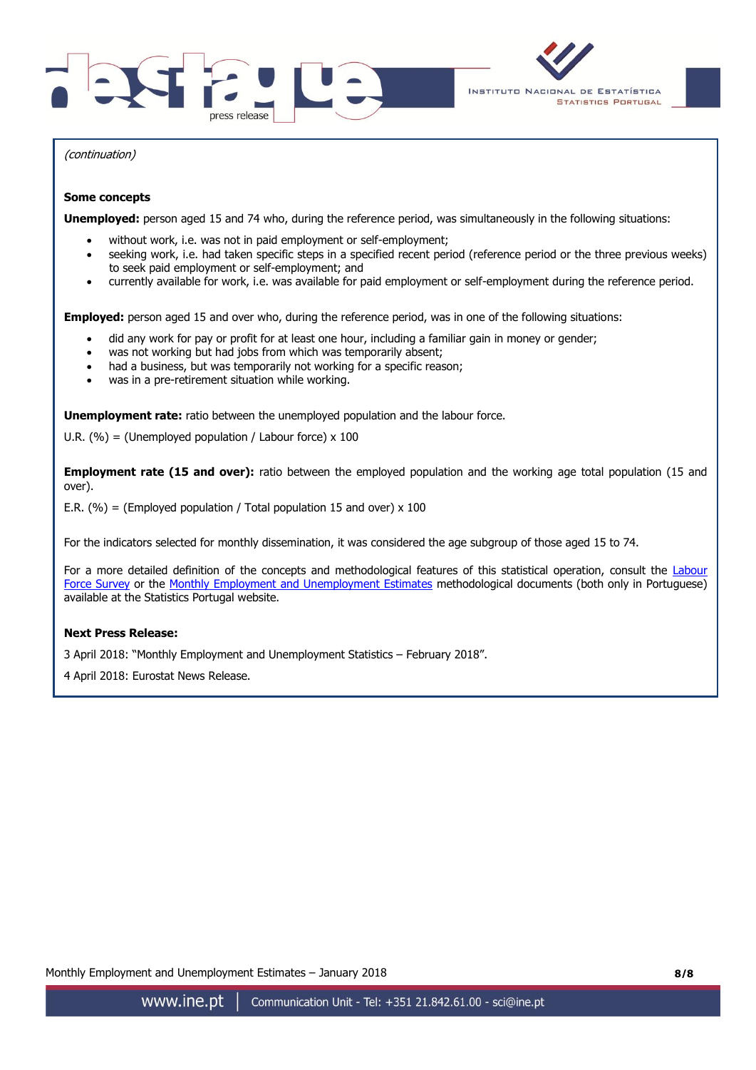*(continuation)*

**Some concepts**

**Unemployed:** person aged 15 and 74 who, during the reference period, was simultaneously in the following situations:

- without work, i.e. was not in paid employment or self-employment;
- seeking work, i.e. had taken specific steps in a specified recent period (reference period or the three previous weeks) to seek paid employment or self-employment; and
- currently available for work, i.e. was available for paid employment or self-employment during the reference period.

**Employed:** person aged 15 and over who, during the reference period, was in one of the following situations:

- did any work for pay or profit for at least one hour, including a familiar gain in money or gender;
- was not working but had jobs from which was temporarily absent;
- had a business, but was temporarily not working for a specific reason;
- was in a pre-retirement situation while working.

**Unemployment rate:** ratio between the unemployed population and the labour force.

U.R. (%) = (Unemployed population / Labour force) x 100

**Employment rate (15 and over):** ratio between the employed population and the working age total population (15 and over).

E.R. (%) = (Employed population / Total population 15 and over) x 100

For the indicators selected for monthly dissemination, it was considered the age subgroup of those aged 15 to 74.

For a more detailed definition of the concepts and methodological features of this statistical operation, consult the Labour Force Survey or the Monthly Employment and Unemployment Estimates methodological documents (both only in Portuguese) available at the Statistics Portugal website.

**Next Press Release:**

3 April 2018: "Monthly Employment and Unemployment Statistics – February 2018".

4 April 2018: Eurostat News Release.